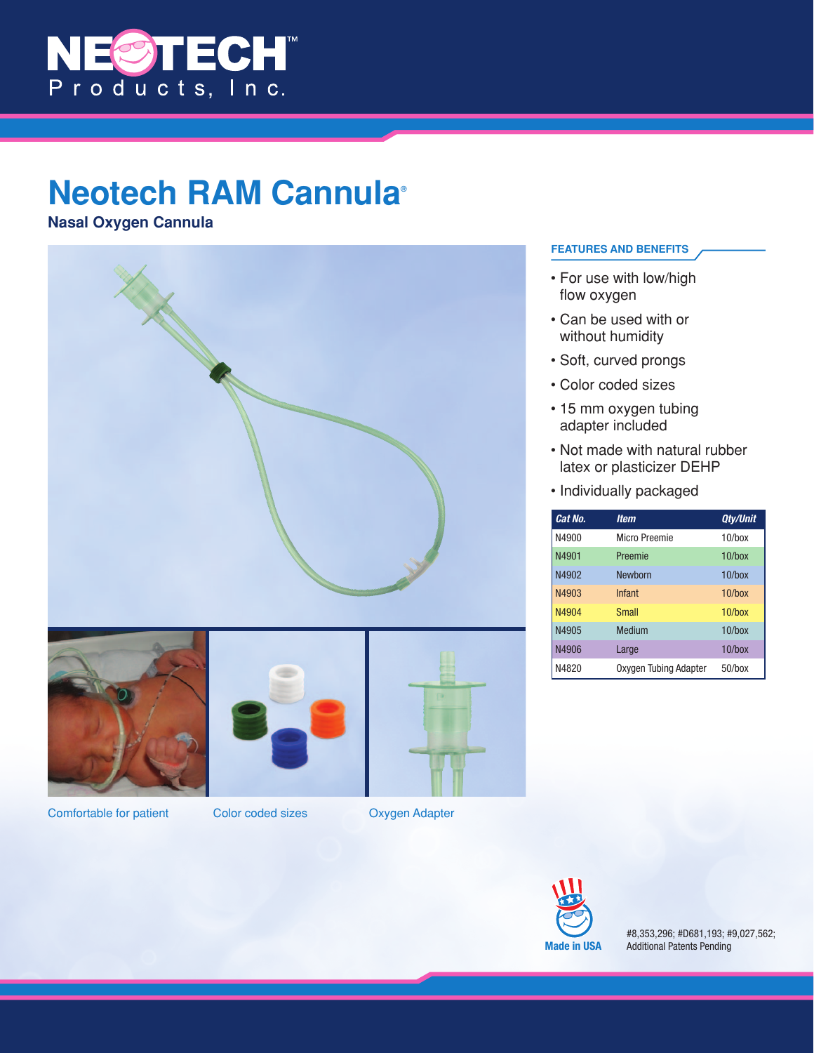# Neotech RAM Cannula®

**Nasal Oxygen Cannula**

Comfortable for patient

Color coded sizes

Oxygen Adapter

## FEATURES AND BENEFITS

- For use with low/high flow oxygen
- Can be used with or without humidity
- Soft, curved prongs
- Color coded sizes
- 15 mm oxygen tubing adapter included
- Not made with natural rubber latex or plasticizer DEHP
- Individually packaged

| Cat No. | Item | Qty/Unit |
|---|---|---|
| N4900 | Micro Preemie | 10/box |
| N4901 | Preemie | 10/box |
| N4902 | Newborn | 10/box |
| N4903 | Infant | 10/box |
| N4904 | Small | 10/box |
| N4905 | Medium | 10/box |
| N4906 | Large | 10/box |
| N4820 | Oxygen Tubing Adapter | 50/box |

Made in USA

#8,353,296; #D681,193; #9,027,562;
Additional Patents Pending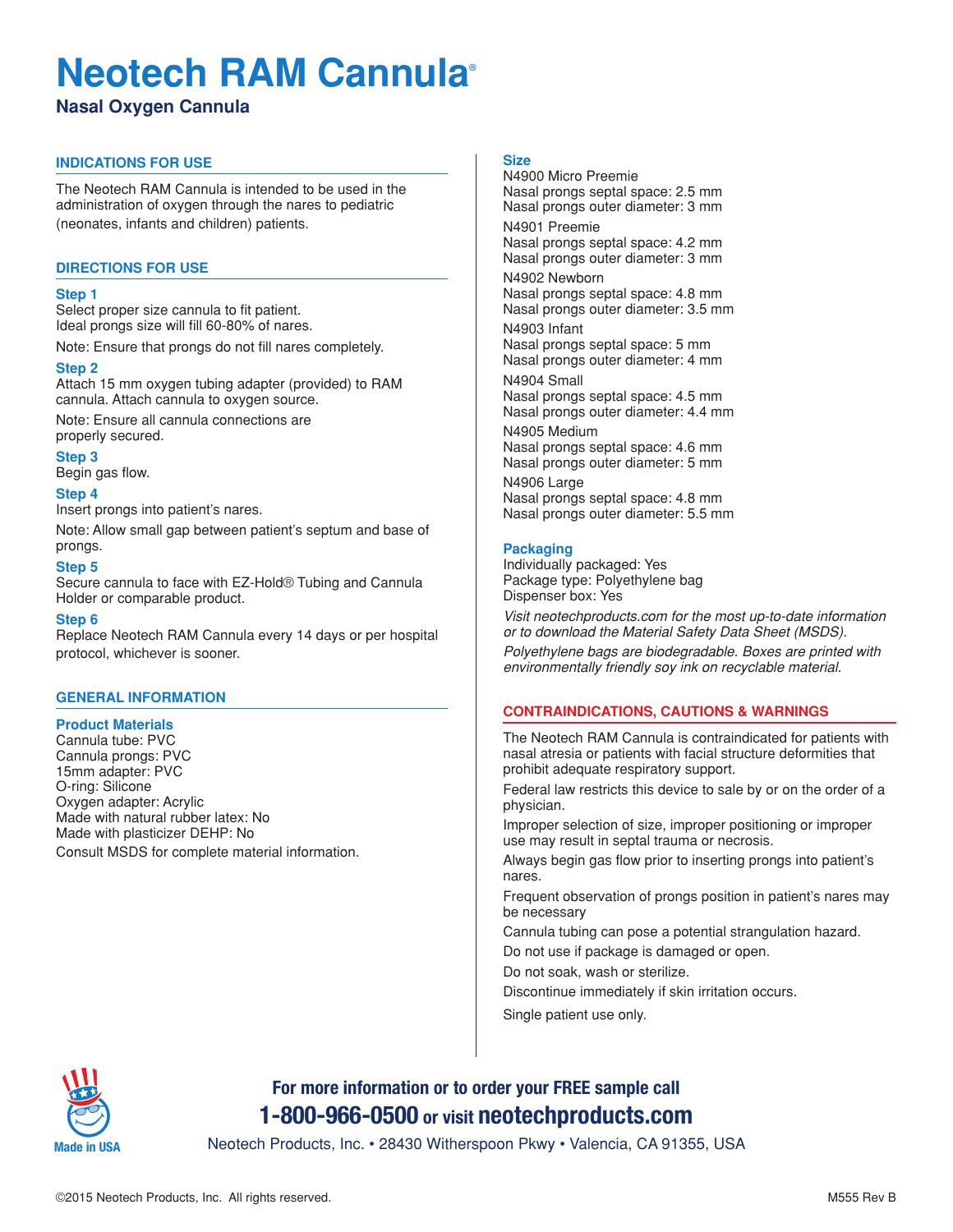# Neotech RAM Cannula®

## Nasal Oxygen Cannula

### INDICATIONS FOR USE

The Neotech RAM Cannula is intended to be used in the administration of oxygen through the nares to pediatric (neonates, infants and children) patients.

### DIRECTIONS FOR USE

**Step 1**
Select proper size cannula to fit patient.
Ideal prongs size will fill 60-80% of nares.

Note: Ensure that prongs do not fill nares completely.

**Step 2**
Attach 15 mm oxygen tubing adapter (provided) to RAM cannula. Attach cannula to oxygen source.

Note: Ensure all cannula connections are properly secured.

**Step 3**
Begin gas flow.

**Step 4**
Insert prongs into patient's nares.

Note: Allow small gap between patient's septum and base of prongs.

**Step 5**
Secure cannula to face with EZ-Hold® Tubing and Cannula Holder or comparable product.

**Step 6**
Replace Neotech RAM Cannula every 14 days or per hospital protocol, whichever is sooner.

### GENERAL INFORMATION

**Product Materials**
Cannula tube: PVC
Cannula prongs: PVC
15mm adapter: PVC
O-ring: Silicone
Oxygen adapter: Acrylic
Made with natural rubber latex: No
Made with plasticizer DEHP: No

Consult MSDS for complete material information.

**Size**

N4900 Micro Preemie
Nasal prongs septal space: 2.5 mm
Nasal prongs outer diameter: 3 mm

N4901 Preemie
Nasal prongs septal space: 4.2 mm
Nasal prongs outer diameter: 3 mm

N4902 Newborn
Nasal prongs septal space: 4.8 mm
Nasal prongs outer diameter: 3.5 mm

N4903 Infant
Nasal prongs septal space: 5 mm
Nasal prongs outer diameter: 4 mm

N4904 Small
Nasal prongs septal space: 4.5 mm
Nasal prongs outer diameter: 4.4 mm

N4905 Medium
Nasal prongs septal space: 4.6 mm
Nasal prongs outer diameter: 5 mm

N4906 Large
Nasal prongs septal space: 4.8 mm
Nasal prongs outer diameter: 5.5 mm

**Packaging**
Individually packaged: Yes
Package type: Polyethylene bag
Dispenser box: Yes

*Visit neotechproducts.com for the most up-to-date information or to download the Material Safety Data Sheet (MSDS).*

*Polyethylene bags are biodegradable. Boxes are printed with environmentally friendly soy ink on recyclable material.*

### CONTRAINDICATIONS, CAUTIONS & WARNINGS

The Neotech RAM Cannula is contraindicated for patients with nasal atresia or patients with facial structure deformities that prohibit adequate respiratory support.

Federal law restricts this device to sale by or on the order of a physician.

Improper selection of size, improper positioning or improper use may result in septal trauma or necrosis.

Always begin gas flow prior to inserting prongs into patient's nares.

Frequent observation of prongs position in patient's nares may be necessary

Cannula tubing can pose a potential strangulation hazard.

Do not use if package is damaged or open.

Do not soak, wash or sterilize.

Discontinue immediately if skin irritation occurs.

Single patient use only.

Made in USA

**For more information or to order your FREE sample call**
**1-800-966-0500 or visit neotechproducts.com**

Neotech Products, Inc. • 28430 Witherspoon Pkwy • Valencia, CA 91355, USA

©2015 Neotech Products, Inc. All rights reserved.

M555 Rev B